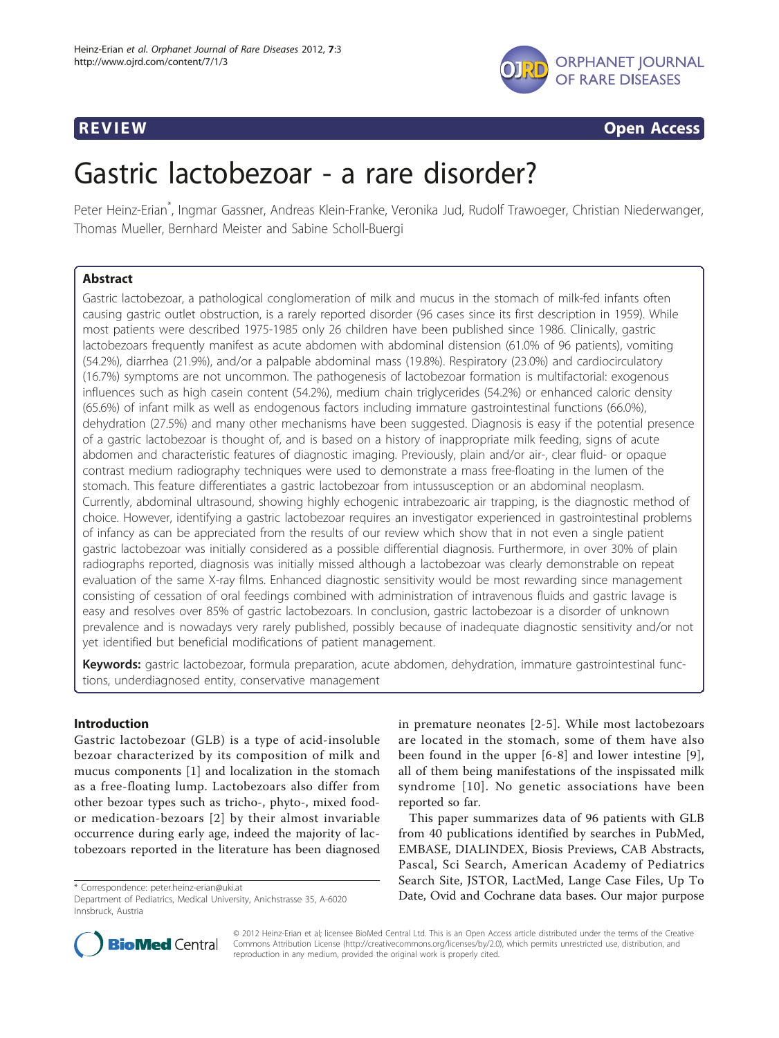**REVIEW** **Open Access**

# Gastric lactobezoar - a rare disorder?

Peter Heinz-Erian*, Ingmar Gassner, Andreas Klein-Franke, Veronika Jud, Rudolf Trawoeger, Christian Niederwanger, Thomas Mueller, Bernhard Meister and Sabine Scholl-Buergi

## Abstract

Gastric lactobezoar, a pathological conglomeration of milk and mucus in the stomach of milk-fed infants often causing gastric outlet obstruction, is a rarely reported disorder (96 cases since its first description in 1959). While most patients were described 1975-1985 only 26 children have been published since 1986. Clinically, gastric lactobezoars frequently manifest as acute abdomen with abdominal distension (61.0% of 96 patients), vomiting (54.2%), diarrhea (21.9%), and/or a palpable abdominal mass (19.8%). Respiratory (23.0%) and cardiocirculatory (16.7%) symptoms are not uncommon. The pathogenesis of lactobezoar formation is multifactorial: exogenous influences such as high casein content (54.2%), medium chain triglycerides (54.2%) or enhanced caloric density (65.6%) of infant milk as well as endogenous factors including immature gastrointestinal functions (66.0%), dehydration (27.5%) and many other mechanisms have been suggested. Diagnosis is easy if the potential presence of a gastric lactobezoar is thought of, and is based on a history of inappropriate milk feeding, signs of acute abdomen and characteristic features of diagnostic imaging. Previously, plain and/or air-, clear fluid- or opaque contrast medium radiography techniques were used to demonstrate a mass free-floating in the lumen of the stomach. This feature differentiates a gastric lactobezoar from intussusception or an abdominal neoplasm. Currently, abdominal ultrasound, showing highly echogenic intrabezoaric air trapping, is the diagnostic method of choice. However, identifying a gastric lactobezoar requires an investigator experienced in gastrointestinal problems of infancy as can be appreciated from the results of our review which show that in not even a single patient gastric lactobezoar was initially considered as a possible differential diagnosis. Furthermore, in over 30% of plain radiographs reported, diagnosis was initially missed although a lactobezoar was clearly demonstrable on repeat evaluation of the same X-ray films. Enhanced diagnostic sensitivity would be most rewarding since management consisting of cessation of oral feedings combined with administration of intravenous fluids and gastric lavage is easy and resolves over 85% of gastric lactobezoars. In conclusion, gastric lactobezoar is a disorder of unknown prevalence and is nowadays very rarely published, possibly because of inadequate diagnostic sensitivity and/or not yet identified but beneficial modifications of patient management.

**Keywords:** gastric lactobezoar, formula preparation, acute abdomen, dehydration, immature gastrointestinal functions, underdiagnosed entity, conservative management

## Introduction

Gastric lactobezoar (GLB) is a type of acid-insoluble bezoar characterized by its composition of milk and mucus components [1] and localization in the stomach as a free-floating lump. Lactobezoars also differ from other bezoar types such as tricho-, phyto-, mixed food- or medication-bezoars [2] by their almost invariable occurrence during early age, indeed the majority of lactobezoars reported in the literature has been diagnosed in premature neonates [2-5]. While most lactobezoars are located in the stomach, some of them have also been found in the upper [6-8] and lower intestine [9], all of them being manifestations of the inspissated milk syndrome [10]. No genetic associations have been reported so far.

This paper summarizes data of 96 patients with GLB from 40 publications identified by searches in PubMed, EMBASE, DIALINDEX, Biosis Previews, CAB Abstracts, Pascal, Sci Search, American Academy of Pediatrics Search Site, JSTOR, LactMed, Lange Case Files, Up To Date, Ovid and Cochrane data bases. Our major purpose

* Correspondence: peter.heinz-erian@uki.at
Department of Pediatrics, Medical University, Anichstrasse 35, A-6020 Innsbruck, Austria

© 2012 Heinz-Erian et al; licensee BioMed Central Ltd. This is an Open Access article distributed under the terms of the Creative Commons Attribution License (http://creativecommons.org/licenses/by/2.0), which permits unrestricted use, distribution, and reproduction in any medium, provided the original work is properly cited.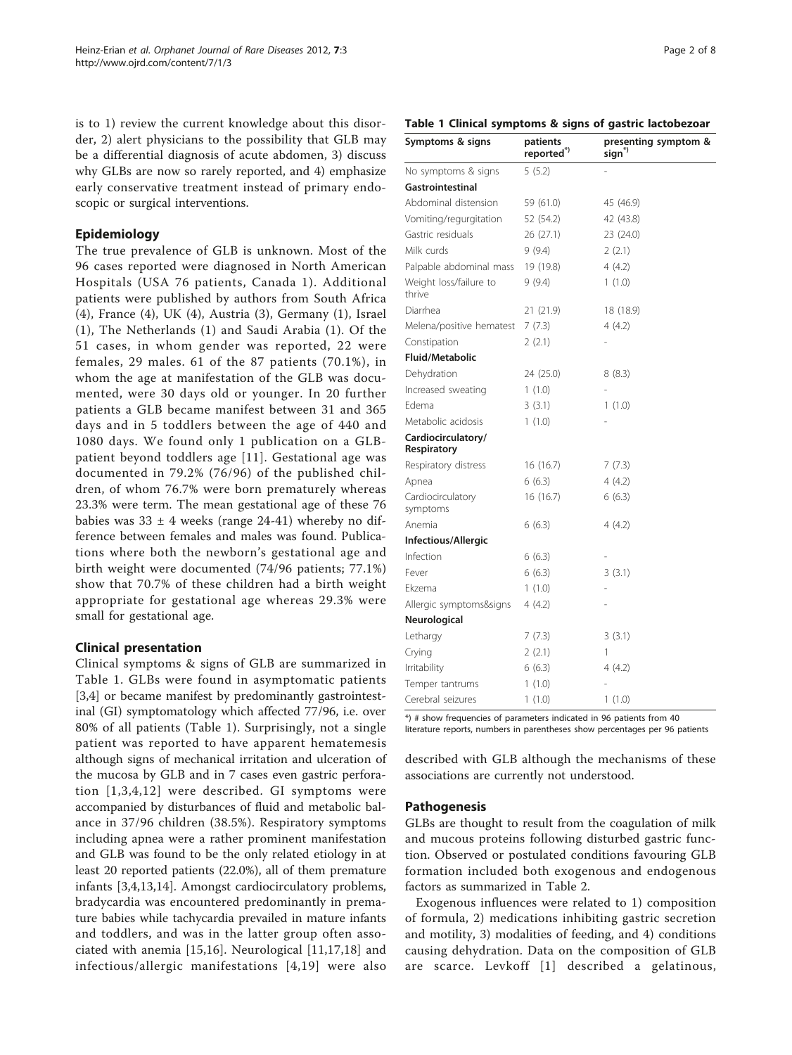is to 1) review the current knowledge about this disorder, 2) alert physicians to the possibility that GLB may be a differential diagnosis of acute abdomen, 3) discuss why GLBs are now so rarely reported, and 4) emphasize early conservative treatment instead of primary endoscopic or surgical interventions.

## Epidemiology

The true prevalence of GLB is unknown. Most of the 96 cases reported were diagnosed in North American Hospitals (USA 76 patients, Canada 1). Additional patients were published by authors from South Africa (4), France (4), UK (4), Austria (3), Germany (1), Israel (1), The Netherlands (1) and Saudi Arabia (1). Of the 51 cases, in whom gender was reported, 22 were females, 29 males. 61 of the 87 patients (70.1%), in whom the age at manifestation of the GLB was documented, were 30 days old or younger. In 20 further patients a GLB became manifest between 31 and 365 days and in 5 toddlers between the age of 440 and 1080 days. We found only 1 publication on a GLB-patient beyond toddlers age [11]. Gestational age was documented in 79.2% (76/96) of the published children, of whom 76.7% were born prematurely whereas 23.3% were term. The mean gestational age of these 76 babies was 33 ± 4 weeks (range 24-41) whereby no difference between females and males was found. Publications where both the newborn's gestational age and birth weight were documented (74/96 patients; 77.1%) show that 70.7% of these children had a birth weight appropriate for gestational age whereas 29.3% were small for gestational age.

## Clinical presentation

Clinical symptoms & signs of GLB are summarized in Table 1. GLBs were found in asymptomatic patients [3,4] or became manifest by predominantly gastrointestinal (GI) symptomatology which affected 77/96, i.e. over 80% of all patients (Table 1). Surprisingly, not a single patient was reported to have apparent hematemesis although signs of mechanical irritation and ulceration of the mucosa by GLB and in 7 cases even gastric perforation [1,3,4,12] were described. GI symptoms were accompanied by disturbances of fluid and metabolic balance in 37/96 children (38.5%). Respiratory symptoms including apnea were a rather prominent manifestation and GLB was found to be the only related etiology in at least 20 reported patients (22.0%), all of them premature infants [3,4,13,14]. Amongst cardiocirculatory problems, bradycardia was encountered predominantly in premature babies while tachycardia prevailed in mature infants and toddlers, and was in the latter group often associated with anemia [15,16]. Neurological [11,17,18] and infectious/allergic manifestations [4,19] were also described with GLB although the mechanisms of these associations are currently not understood.

**Table 1 Clinical symptoms & signs of gastric lactobezoar**

| Symptoms & signs | patients reported*) | presenting symptom & sign*) |
|---|---|---|
| No symptoms & signs | 5 (5.2) | - |
| **Gastrointestinal** | | |
| Abdominal distension | 59 (61.0) | 45 (46.9) |
| Vomiting/regurgitation | 52 (54.2) | 42 (43.8) |
| Gastric residuals | 26 (27.1) | 23 (24.0) |
| Milk curds | 9 (9.4) | 2 (2.1) |
| Palpable abdominal mass | 19 (19.8) | 4 (4.2) |
| Weight loss/failure to thrive | 9 (9.4) | 1 (1.0) |
| Diarrhea | 21 (21.9) | 18 (18.9) |
| Melena/positive hematest | 7 (7.3) | 4 (4.2) |
| Constipation | 2 (2.1) | - |
| **Fluid/Metabolic** | | |
| Dehydration | 24 (25.0) | 8 (8.3) |
| Increased sweating | 1 (1.0) | - |
| Edema | 3 (3.1) | 1 (1.0) |
| Metabolic acidosis | 1 (1.0) | - |
| **Cardiocirculatory/ Respiratory** | | |
| Respiratory distress | 16 (16.7) | 7 (7.3) |
| Apnea | 6 (6.3) | 4 (4.2) |
| Cardiocirculatory symptoms | 16 (16.7) | 6 (6.3) |
| Anemia | 6 (6.3) | 4 (4.2) |
| **Infectious/Allergic** | | |
| Infection | 6 (6.3) | - |
| Fever | 6 (6.3) | 3 (3.1) |
| Ekzema | 1 (1.0) | - |
| Allergic symptoms&signs | 4 (4.2) | - |
| **Neurological** | | |
| Lethargy | 7 (7.3) | 3 (3.1) |
| Crying | 2 (2.1) | 1 |
| Irritability | 6 (6.3) | 4 (4.2) |
| Temper tantrums | 1 (1.0) | - |
| Cerebral seizures | 1 (1.0) | 1 (1.0) |

*) # show frequencies of parameters indicated in 96 patients from 40 literature reports, numbers in parentheses show percentages per 96 patients

## Pathogenesis

GLBs are thought to result from the coagulation of milk and mucous proteins following disturbed gastric function. Observed or postulated conditions favouring GLB formation included both exogenous and endogenous factors as summarized in Table 2.

Exogenous influences were related to 1) composition of formula, 2) medications inhibiting gastric secretion and motility, 3) modalities of feeding, and 4) conditions causing dehydration. Data on the composition of GLB are scarce. Levkoff [1] described a gelatinous,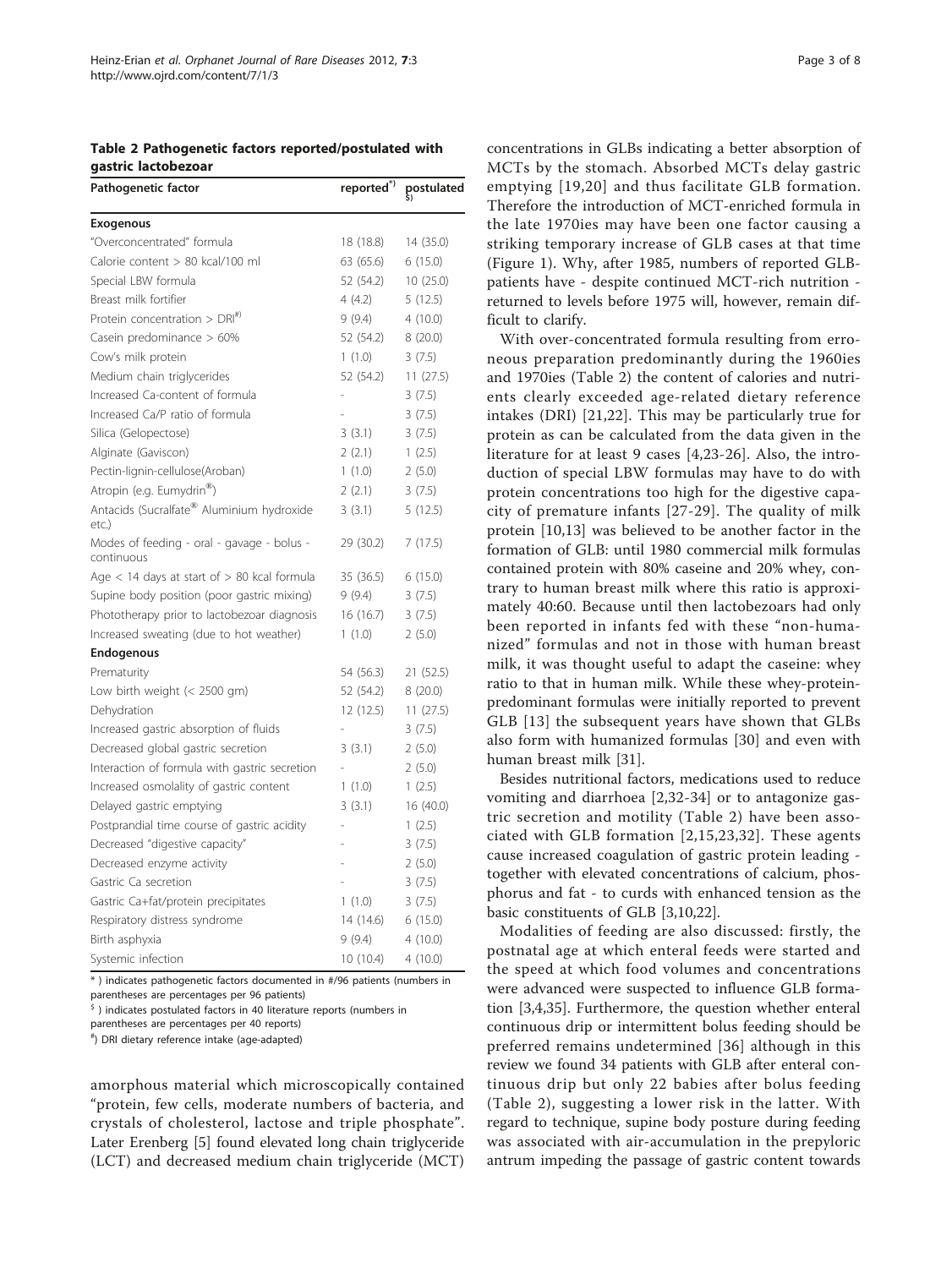**Table 2 Pathogenetic factors reported/postulated with gastric lactobezoar**

| Pathogenetic factor | reported[*)] | postulated [$)] |
|---|---|---|
| **Exogenous** | | |
| "Overconcentrated" formula | 18 (18.8) | 14 (35.0) |
| Calorie content > 80 kcal/100 ml | 63 (65.6) | 6 (15.0) |
| Special LBW formula | 52 (54.2) | 10 (25.0) |
| Breast milk fortifier | 4 (4.2) | 5 (12.5) |
| Protein concentration > DRI[#)] | 9 (9.4) | 4 (10.0) |
| Casein predominance > 60% | 52 (54.2) | 8 (20.0) |
| Cow's milk protein | 1 (1.0) | 3 (7.5) |
| Medium chain triglycerides | 52 (54.2) | 11 (27.5) |
| Increased Ca-content of formula | - | 3 (7.5) |
| Increased Ca/P ratio of formula | - | 3 (7.5) |
| Silica (Gelopectose) | 3 (3.1) | 3 (7.5) |
| Alginate (Gaviscon) | 2 (2.1) | 1 (2.5) |
| Pectin-lignin-cellulose(Aroban) | 1 (1.0) | 2 (5.0) |
| Atropin (e.g. Eumydrin®) | 2 (2.1) | 3 (7.5) |
| Antacids (Sucralfate® Aluminium hydroxide etc.) | 3 (3.1) | 5 (12.5) |
| Modes of feeding - oral - gavage - bolus - continuous | 29 (30.2) | 7 (17.5) |
| Age < 14 days at start of > 80 kcal formula | 35 (36.5) | 6 (15.0) |
| Supine body position (poor gastric mixing) | 9 (9.4) | 3 (7.5) |
| Phototherapy prior to lactobezoar diagnosis | 16 (16.7) | 3 (7.5) |
| Increased sweating (due to hot weather) | 1 (1.0) | 2 (5.0) |
| **Endogenous** | | |
| Prematurity | 54 (56.3) | 21 (52.5) |
| Low birth weight (< 2500 gm) | 52 (54.2) | 8 (20.0) |
| Dehydration | 12 (12.5) | 11 (27.5) |
| Increased gastric absorption of fluids | - | 3 (7.5) |
| Decreased global gastric secretion | 3 (3.1) | 2 (5.0) |
| Interaction of formula with gastric secretion | - | 2 (5.0) |
| Increased osmolality of gastric content | 1 (1.0) | 1 (2.5) |
| Delayed gastric emptying | 3 (3.1) | 16 (40.0) |
| Postprandial time course of gastric acidity | - | 1 (2.5) |
| Decreased "digestive capacity" | - | 3 (7.5) |
| Decreased enzyme activity | - | 2 (5.0) |
| Gastric Ca secretion | - | 3 (7.5) |
| Gastric Ca+fat/protein precipitates | 1 (1.0) | 3 (7.5) |
| Respiratory distress syndrome | 14 (14.6) | 6 (15.0) |
| Birth asphyxia | 9 (9.4) | 4 (10.0) |
| Systemic infection | 10 (10.4) | 4 (10.0) |

\* ) indicates pathogenetic factors documented in #/96 patients (numbers in parentheses are percentages per 96 patients)

$ ) indicates postulated factors in 40 literature reports (numbers in parentheses are percentages per 40 reports)

#) DRI dietary reference intake (age-adapted)

amorphous material which microscopically contained "protein, few cells, moderate numbers of bacteria, and crystals of cholesterol, lactose and triple phosphate". Later Erenberg [5] found elevated long chain triglyceride (LCT) and decreased medium chain triglyceride (MCT) concentrations in GLBs indicating a better absorption of MCTs by the stomach. Absorbed MCTs delay gastric emptying [19,20] and thus facilitate GLB formation. Therefore the introduction of MCT-enriched formula in the late 1970ies may have been one factor causing a striking temporary increase of GLB cases at that time (Figure 1). Why, after 1985, numbers of reported GLB-patients have - despite continued MCT-rich nutrition - returned to levels before 1975 will, however, remain difficult to clarify.

With over-concentrated formula resulting from erroneous preparation predominantly during the 1960ies and 1970ies (Table 2) the content of calories and nutrients clearly exceeded age-related dietary reference intakes (DRI) [21,22]. This may be particularly true for protein as can be calculated from the data given in the literature for at least 9 cases [4,23-26]. Also, the introduction of special LBW formulas may have to do with protein concentrations too high for the digestive capacity of premature infants [27-29]. The quality of milk protein [10,13] was believed to be another factor in the formation of GLB: until 1980 commercial milk formulas contained protein with 80% caseine and 20% whey, contrary to human breast milk where this ratio is approximately 40:60. Because until then lactobezoars had only been reported in infants fed with these "non-humanized" formulas and not in those with human breast milk, it was thought useful to adapt the caseine: whey ratio to that in human milk. While these whey-protein-predominant formulas were initially reported to prevent GLB [13] the subsequent years have shown that GLBs also form with humanized formulas [30] and even with human breast milk [31].

Besides nutritional factors, medications used to reduce vomiting and diarrhoea [2,32-34] or to antagonize gastric secretion and motility (Table 2) have been associated with GLB formation [2,15,23,32]. These agents cause increased coagulation of gastric protein leading - together with elevated concentrations of calcium, phosphorus and fat - to curds with enhanced tension as the basic constituents of GLB [3,10,22].

Modalities of feeding are also discussed: firstly, the postnatal age at which enteral feeds were started and the speed at which food volumes and concentrations were advanced were suspected to influence GLB formation [3,4,35]. Furthermore, the question whether enteral continuous drip or intermittent bolus feeding should be preferred remains undetermined [36] although in this review we found 34 patients with GLB after enteral continuous drip but only 22 babies after bolus feeding (Table 2), suggesting a lower risk in the latter. With regard to technique, supine body posture during feeding was associated with air-accumulation in the prepyloric antrum impeding the passage of gastric content towards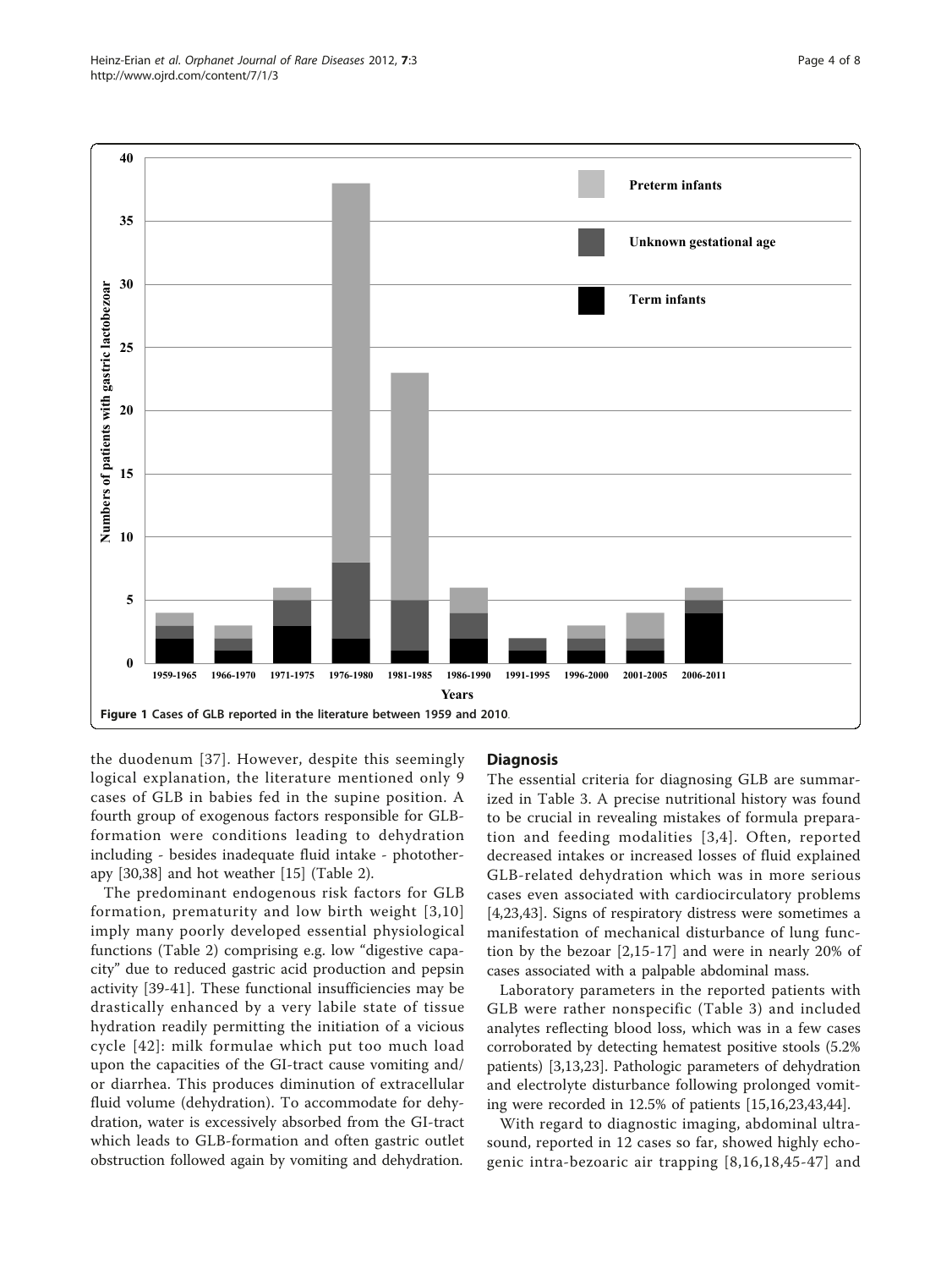Figure 1 Cases of GLB reported in the literature between 1959 and 2010.

the duodenum [37]. However, despite this seemingly logical explanation, the literature mentioned only 9 cases of GLB in babies fed in the supine position. A fourth group of exogenous factors responsible for GLB-formation were conditions leading to dehydration including - besides inadequate fluid intake - phototherapy [30,38] and hot weather [15] (Table 2).

The predominant endogenous risk factors for GLB formation, prematurity and low birth weight [3,10] imply many poorly developed essential physiological functions (Table 2) comprising e.g. low "digestive capacity" due to reduced gastric acid production and pepsin activity [39-41]. These functional insufficiencies may be drastically enhanced by a very labile state of tissue hydration readily permitting the initiation of a vicious cycle [42]: milk formulae which put too much load upon the capacities of the GI-tract cause vomiting and/or diarrhea. This produces diminution of extracellular fluid volume (dehydration). To accommodate for dehydration, water is excessively absorbed from the GI-tract which leads to GLB-formation and often gastric outlet obstruction followed again by vomiting and dehydration.

## Diagnosis

The essential criteria for diagnosing GLB are summarized in Table 3. A precise nutritional history was found to be crucial in revealing mistakes of formula preparation and feeding modalities [3,4]. Often, reported decreased intakes or increased losses of fluid explained GLB-related dehydration which was in more serious cases even associated with cardiocirculatory problems [4,23,43]. Signs of respiratory distress were sometimes a manifestation of mechanical disturbance of lung function by the bezoar [2,15-17] and were in nearly 20% of cases associated with a palpable abdominal mass.

Laboratory parameters in the reported patients with GLB were rather nonspecific (Table 3) and included analytes reflecting blood loss, which was in a few cases corroborated by detecting hematest positive stools (5.2% patients) [3,13,23]. Pathologic parameters of dehydration and electrolyte disturbance following prolonged vomiting were recorded in 12.5% of patients [15,16,23,43,44].

With regard to diagnostic imaging, abdominal ultrasound, reported in 12 cases so far, showed highly echogenic intra-bezoaric air trapping [8,16,18,45-47] and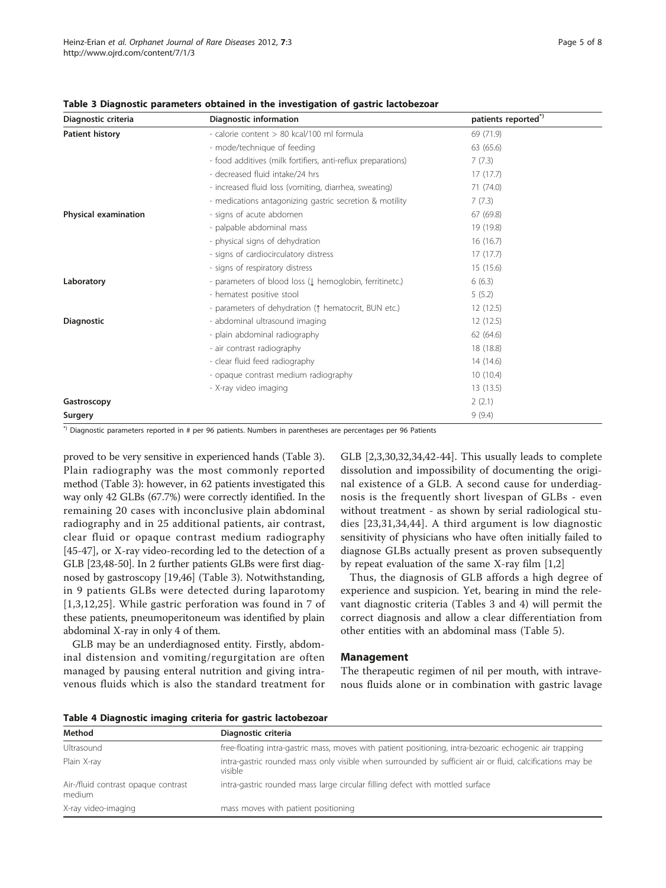**Table 3 Diagnostic parameters obtained in the investigation of gastric lactobezoar**

| Diagnostic criteria | Diagnostic information | patients reported*) |
|---|---|---|
| **Patient history** | - calorie content > 80 kcal/100 ml formula | 69 (71.9) |
| | - mode/technique of feeding | 63 (65.6) |
| | - food additives (milk fortifiers, anti-reflux preparations) | 7 (7.3) |
| | - decreased fluid intake/24 hrs | 17 (17.7) |
| | - increased fluid loss (vomiting, diarrhea, sweating) | 71 (74.0) |
| | - medications antagonizing gastric secretion & motility | 7 (7.3) |
| **Physical examination** | - signs of acute abdomen | 67 (69.8) |
| | - palpable abdominal mass | 19 (19.8) |
| | - physical signs of dehydration | 16 (16.7) |
| | - signs of cardiocirculatory distress | 17 (17.7) |
| | - signs of respiratory distress | 15 (15.6) |
| **Laboratory** | - parameters of blood loss (↓ hemoglobin, ferritinetc.) | 6 (6.3) |
| | - hematest positive stool | 5 (5.2) |
| | - parameters of dehydration (↑ hematocrit, BUN etc.) | 12 (12.5) |
| **Diagnostic** | - abdominal ultrasound imaging | 12 (12.5) |
| | - plain abdominal radiography | 62 (64.6) |
| | - air contrast radiography | 18 (18.8) |
| | - clear fluid feed radiography | 14 (14.6) |
| | - opaque contrast medium radiography | 10 (10.4) |
| | - X-ray video imaging | 13 (13.5) |
| **Gastroscopy** | | 2 (2.1) |
| **Surgery** | | 9 (9.4) |

*) Diagnostic parameters reported in # per 96 patients. Numbers in parentheses are percentages per 96 Patients

proved to be very sensitive in experienced hands (Table 3). Plain radiography was the most commonly reported method (Table 3): however, in 62 patients investigated this way only 42 GLBs (67.7%) were correctly identified. In the remaining 20 cases with inconclusive plain abdominal radiography and in 25 additional patients, air contrast, clear fluid or opaque contrast medium radiography [45-47], or X-ray video-recording led to the detection of a GLB [23,48-50]. In 2 further patients GLBs were first diagnosed by gastroscopy [19,46] (Table 3). Notwithstanding, in 9 patients GLBs were detected during laparotomy [1,3,12,25]. While gastric perforation was found in 7 of these patients, pneumoperitoneum was identified by plain abdominal X-ray in only 4 of them.

GLB may be an underdiagnosed entity. Firstly, abdominal distension and vomiting/regurgitation are often managed by pausing enteral nutrition and giving intravenous fluids which is also the standard treatment for GLB [2,3,30,32,34,42-44]. This usually leads to complete dissolution and impossibility of documenting the original existence of a GLB. A second cause for underdiagnosis is the frequently short livespan of GLBs - even without treatment - as shown by serial radiological studies [23,31,34,44]. A third argument is low diagnostic sensitivity of physicians who have often initially failed to diagnose GLBs actually present as proven subsequently by repeat evaluation of the same X-ray film [1,2]

Thus, the diagnosis of GLB affords a high degree of experience and suspicion. Yet, bearing in mind the relevant diagnostic criteria (Tables 3 and 4) will permit the correct diagnosis and allow a clear differentiation from other entities with an abdominal mass (Table 5).

## Management

The therapeutic regimen of nil per mouth, with intravenous fluids alone or in combination with gastric lavage

**Table 4 Diagnostic imaging criteria for gastric lactobezoar**

| Method | Diagnostic criteria |
|---|---|
| Ultrasound | free-floating intra-gastric mass, moves with patient positioning, intra-bezoaric echogenic air trapping |
| Plain X-ray | intra-gastric rounded mass only visible when surrounded by sufficient air or fluid, calcifications may be visible |
| Air-/fluid contrast opaque contrast medium | intra-gastric rounded mass large circular filling defect with mottled surface |
| X-ray video-imaging | mass moves with patient positioning |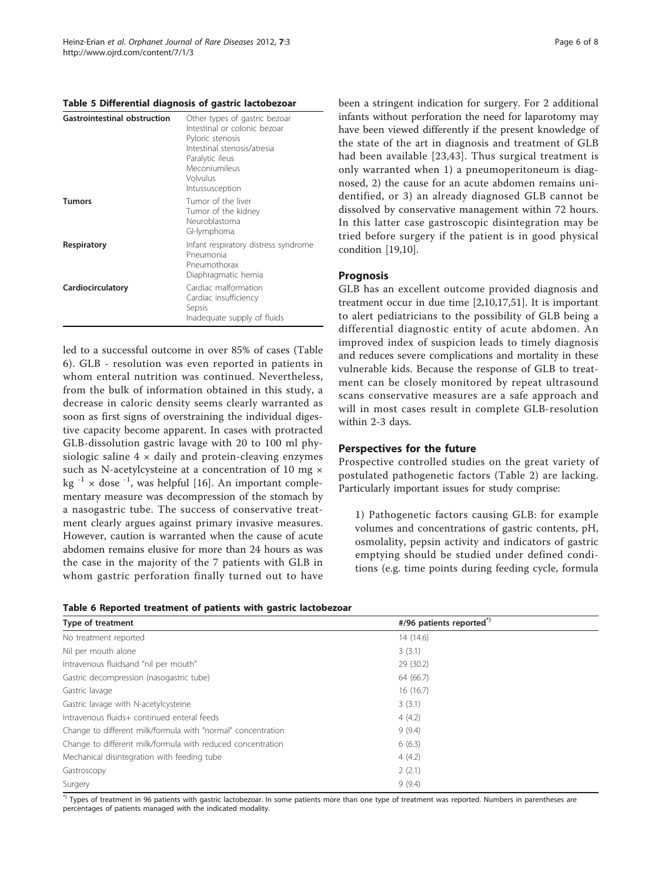**Table 5 Differential diagnosis of gastric lactobezoar**

| | |
|---|---|
| **Gastrointestinal obstruction** | Other types of gastric bezoar<br>Intestinal or colonic bezoar<br>Pyloric stenosis<br>Intestinal stenosis/atresia<br>Paralytic ileus<br>Meconiumileus<br>Volvulus<br>Intussusception |
| **Tumors** | Tumor of the liver<br>Tumor of the kidney<br>Neuroblastoma<br>GI-lymphoma |
| **Respiratory** | Infant respiratory distress syndrome<br>Pneumonia<br>Pneumothorax<br>Diaphragmatic hernia |
| **Cardiocirculatory** | Cardiac malformation<br>Cardiac insufficiency<br>Sepsis<br>Inadequate supply of fluids |

led to a successful outcome in over 85% of cases (Table 6). GLB - resolution was even reported in patients in whom enteral nutrition was continued. Nevertheless, from the bulk of information obtained in this study, a decrease in caloric density seems clearly warranted as soon as first signs of overstraining the individual digestive capacity become apparent. In cases with protracted GLB-dissolution gastric lavage with 20 to 100 ml physiologic saline 4 × daily and protein-cleaving enzymes such as N-acetylcysteine at a concentration of 10 mg × $kg^{-1}$ × $dose^{-1}$, was helpful [16]. An important complementary measure was decompression of the stomach by a nasogastric tube. The success of conservative treatment clearly argues against primary invasive measures. However, caution is warranted when the cause of acute abdomen remains elusive for more than 24 hours as was the case in the majority of the 7 patients with GLB in whom gastric perforation finally turned out to have been a stringent indication for surgery. For 2 additional infants without perforation the need for laparotomy may have been viewed differently if the present knowledge of the state of the art in diagnosis and treatment of GLB had been available [23,43]. Thus surgical treatment is only warranted when 1) a pneumoperitoneum is diagnosed, 2) the cause for an acute abdomen remains unidentified, or 3) an already diagnosed GLB cannot be dissolved by conservative management within 72 hours. In this latter case gastroscopic disintegration may be tried before surgery if the patient is in good physical condition [19,10].

## Prognosis

GLB has an excellent outcome provided diagnosis and treatment occur in due time [2,10,17,51]. It is important to alert pediatricians to the possibility of GLB being a differential diagnostic entity of acute abdomen. An improved index of suspicion leads to timely diagnosis and reduces severe complications and mortality in these vulnerable kids. Because the response of GLB to treatment can be closely monitored by repeat ultrasound scans conservative measures are a safe approach and will in most cases result in complete GLB-resolution within 2-3 days.

## Perspectives for the future

Prospective controlled studies on the great variety of postulated pathogenetic factors (Table 2) are lacking. Particularly important issues for study comprise:

1) Pathogenetic factors causing GLB: for example volumes and concentrations of gastric contents, pH, osmolality, pepsin activity and indicators of gastric emptying should be studied under defined conditions (e.g. time points during feeding cycle, formula

**Table 6 Reported treatment of patients with gastric lactobezoar**

| Type of treatment | #/96 patients reported*) |
|---|---|
| No treatment reported | 14 (14.6) |
| Nil per mouth alone | 3 (3.1) |
| Intravenous fluidsand "nil per mouth" | 29 (30.2) |
| Gastric decompression (nasogastric tube) | 64 (66.7) |
| Gastric lavage | 16 (16.7) |
| Gastric lavage with N-acetylcysteine | 3 (3.1) |
| Intravenous fluids+ continued enteral feeds | 4 (4.2) |
| Change to different milk/formula with "normal" concentration | 9 (9.4) |
| Change to different milk/formula with reduced concentration | 6 (6.3) |
| Mechanical disintegration with feeding tube | 4 (4.2) |
| Gastroscopy | 2 (2.1) |
| Surgery | 9 (9.4) |

*) Types of treatment in 96 patients with gastric lactobezoar. In some patients more than one type of treatment was reported. Numbers in parentheses are percentages of patients managed with the indicated modality.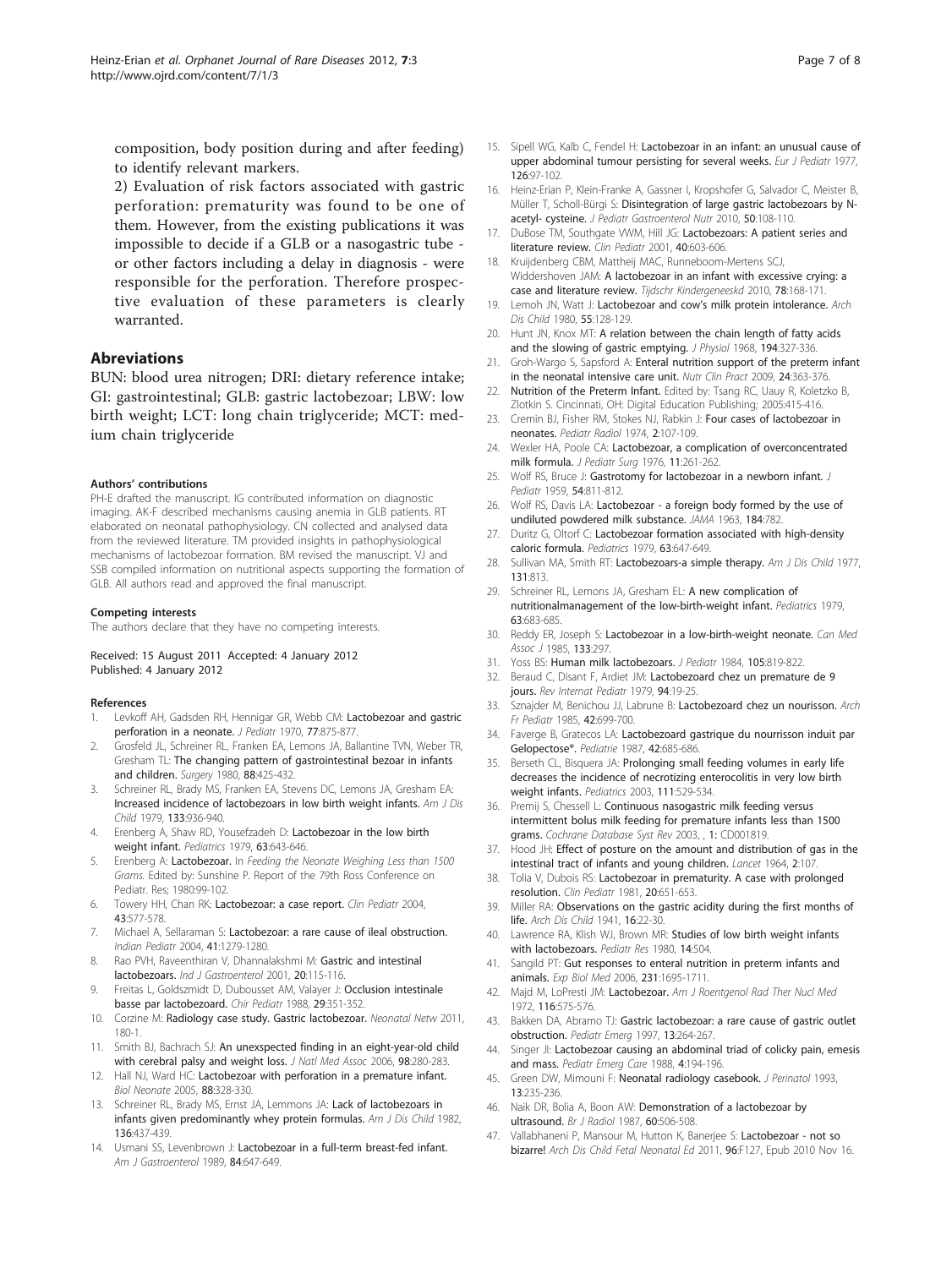composition, body position during and after feeding) to identify relevant markers.

2) Evaluation of risk factors associated with gastric perforation: prematurity was found to be one of them. However, from the existing publications it was impossible to decide if a GLB or a nasogastric tube - or other factors including a delay in diagnosis - were responsible for the perforation. Therefore prospective evaluation of these parameters is clearly warranted.

## Abreviations

BUN: blood urea nitrogen; DRI: dietary reference intake; GI: gastrointestinal; GLB: gastric lactobezoar; LBW: low birth weight; LCT: long chain triglyceride; MCT: medium chain triglyceride

#### Authors' contributions

PH-E drafted the manuscript. IG contributed information on diagnostic imaging. AK-F described mechanisms causing anemia in GLB patients. RT elaborated on neonatal pathophysiology. CN collected and analysed data from the reviewed literature. TM provided insights in pathophysiological mechanisms of lactobezoar formation. BM revised the manuscript. VJ and SSB compiled information on nutritional aspects supporting the formation of GLB. All authors read and approved the final manuscript.

#### Competing interests

The authors declare that they have no competing interests.

Received: 15 August 2011 Accepted: 4 January 2012
Published: 4 January 2012

#### References

1. Levkoff AH, Gadsden RH, Hennigar GR, Webb CM: Lactobezoar and gastric perforation in a neonate. *J Pediatr* 1970, **77**:875-877.
2. Grosfeld JL, Schreiner RL, Franken EA, Lemons JA, Ballantine TVN, Weber TR, Gresham TL: The changing pattern of gastrointestinal bezoar in infants and children. *Surgery* 1980, **88**:425-432.
3. Schreiner RL, Brady MS, Franken EA, Stevens DC, Lemons JA, Gresham EA: Increased incidence of lactobezoars in low birth weight infants. *Am J Dis Child* 1979, **133**:936-940.
4. Erenberg A, Shaw RD, Yousefzadeh D: Lactobezoar in the low birth weight infant. *Pediatrics* 1979, **63**:643-646.
5. Erenberg A: Lactobezoar. In *Feeding the Neonate Weighing Less than 1500 Grams.* Edited by: Sunshine P. Report of the 79th Ross Conference on Pediatr. Res; 1980:99-102.
6. Towery HH, Chan RK: Lactobezoar: a case report. *Clin Pediatr* 2004, **43**:577-578.
7. Michael A, Sellaraman S: Lactobezoar: a rare cause of ileal obstruction. *Indian Pediatr* 2004, **41**:1279-1280.
8. Rao PVH, Raveenthiran V, Dhannalakshmi M: Gastric and intestinal lactobezoars. *Ind J Gastroenterol* 2001, **20**:115-116.
9. Freitas L, Goldszmidt D, Dubousset AM, Valayer J: Occlusion intestinale basse par lactobezoard. *Chir Pediatr* 1988, **29**:351-352.
10. Corzine M: Radiology case study. Gastric lactobezoar. *Neonatal Netw* 2011, 180-1.
11. Smith BJ, Bachrach SJ: An unexpected finding in an eight-year-old child with cerebral palsy and weight loss. *J Natl Med Assoc* 2006, **98**:280-283.
12. Hall NJ, Ward HC: Lactobezoar with perforation in a premature infant. *Biol Neonate* 2005, **88**:328-330.
13. Schreiner RL, Brady MS, Ernst JA, Lemmons JA: Lack of lactobezoars in infants given predominantly whey protein formulas. *Am J Dis Child* 1982, **136**:437-439.
14. Usmani SS, Levenbrown J: Lactobezoar in a full-term breast-fed infant. *Am J Gastroenterol* 1989, **84**:647-649.
15. Sipell WG, Kalb C, Fendel H: Lactobezoar in an infant: an unusual cause of upper abdominal tumour persisting for several weeks. *Eur J Pediatr* 1977, **126**:97-102.
16. Heinz-Erian P, Klein-Franke A, Gassner I, Kropshofer G, Salvador C, Meister B, Müller T, Scholl-Bürgi S: Disintegration of large gastric lactobezoars by N-acetyl- cysteine. *J Pediatr Gastroenterol Nutr* 2010, **50**:108-110.
17. DuBose TM, Southgate VWM, Hill JG: Lactobezoars: A patient series and literature review. *Clin Pediatr* 2001, **40**:603-606.
18. Kruijdenberg CBM, Mattheij MAC, Runneboom-Mertens SCJ, Widdershoven JAM: A lactobezoar in an infant with excessive crying: a case and literature review. *Tijdschr Kindergeneeskd* 2010, **78**:168-171.
19. Lemoh JN, Watt J: Lactobezoar and cow's milk protein intolerance. *Arch Dis Child* 1980, **55**:128-129.
20. Hunt JN, Knox MT: A relation between the chain length of fatty acids and the slowing of gastric emptying. *J Physiol* 1968, **194**:327-336.
21. Groh-Wargo S, Sapsford A: Enteral nutrition support of the preterm infant in the neonatal intensive care unit. *Nutr Clin Pract* 2009, **24**:363-376.
22. Nutrition of the Preterm Infant. Edited by: Tsang RC, Uauy R, Koletzko B, Zlotkin S. Cincinnati, OH: Digital Education Publishing; 2005:415-416.
23. Cremin BJ, Fisher RM, Stokes NJ, Rabkin J: Four cases of lactobezoar in neonates. *Pediatr Radiol* 1974, **2**:107-109.
24. Wexler HA, Poole CA: Lactobezoar, a complication of overconcentrated milk formula. *J Pediatr Surg* 1976, **11**:261-262.
25. Wolf RS, Bruce J: Gastrotomy for lactobezoar in a newborn infant. *J Pediatr* 1959, **54**:811-812.
26. Wolf RS, Davis LA: Lactobezoar - a foreign body formed by the use of undiluted powdered milk substance. *JAMA* 1963, **184**:782.
27. Duritz G, Oltorf C: Lactobezoar formation associated with high-density caloric formula. *Pediatrics* 1979, **63**:647-649.
28. Sullivan MA, Smith RT: Lactobezoars-a simple therapy. *Am J Dis Child* 1977, **131**:813.
29. Schreiner RL, Lemons JA, Gresham EL: A new complication of nutritionalmanagement of the low-birth-weight infant. *Pediatrics* 1979, **63**:683-685.
30. Reddy ER, Joseph S: Lactobezoar in a low-birth-weight neonate. *Can Med Assoc J* 1985, **133**:297.
31. Yoss BS: Human milk lactobezoars. *J Pediatr* 1984, **105**:819-822.
32. Beraud C, Disant F, Ardiet JM: Lactobezoard chez un premature de 9 jours. *Rev Internat Pediatr* 1979, **94**:19-25.
33. Sznajder M, Benichou JJ, Labrune B: Lactobezoard chez un nourisson. *Arch Fr Pediatr* 1985, **42**:699-700.
34. Faverge B, Gratecos LA: Lactobezoard gastrique du nourrisson induit par Gelopectose®. *Pediatrie* 1987, **42**:685-686.
35. Berseth CL, Bisquera JA: Prolonging small feeding volumes in early life decreases the incidence of necrotizing enterocolitis in very low birth weight infants. *Pediatrics* 2003, **111**:529-534.
36. Premij S, Chessell L: Continuous nasogastric milk feeding versus intermittent bolus milk feeding for premature infants less than 1500 grams. *Cochrane Database Syst Rev* 2003, , **1**: CD001819.
37. Hood JH: Effect of posture on the amount and distribution of gas in the intestinal tract of infants and young children. *Lancet* 1964, **2**:107.
38. Tolia V, Dubois RS: Lactobezoar in prematurity. A case with prolonged resolution. *Clin Pediatr* 1981, **20**:651-653.
39. Miller RA: Observations on the gastric acidity during the first months of life. *Arch Dis Child* 1941, **16**:22-30.
40. Lawrence RA, Klish WJ, Brown MR: Studies of low birth weight infants with lactobezoars. *Pediatr Res* 1980, **14**:504.
41. Sangild PT: Gut responses to enteral nutrition in preterm infants and animals. *Exp Biol Med* 2006, **231**:1695-1711.
42. Majd M, LoPresti JM: Lactobezoar. *Am J Roentgenol Rad Ther Nucl Med* 1972, **116**:575-576.
43. Bakken DA, Abramo TJ: Gastric lactobezoar: a rare cause of gastric outlet obstruction. *Pediatr Emerg* 1997, **13**:264-267.
44. Singer JI: Lactobezoar causing an abdominal triad of colicky pain, emesis and mass. *Pediatr Emerg Care* 1988, **4**:194-196.
45. Green DW, Mimouni F: Neonatal radiology casebook. *J Perinatol* 1993, **13**:235-236.
46. Naik DR, Bolia A, Boon AW: Demonstration of a lactobezoar by ultrasound. *Br J Radiol* 1987, **60**:506-508.
47. Vallabhaneni P, Mansour M, Hutton K, Banerjee S: Lactobezoar - not so bizarre! *Arch Dis Child Fetal Neonatal Ed* 2011, **96**:F127, Epub 2010 Nov 16.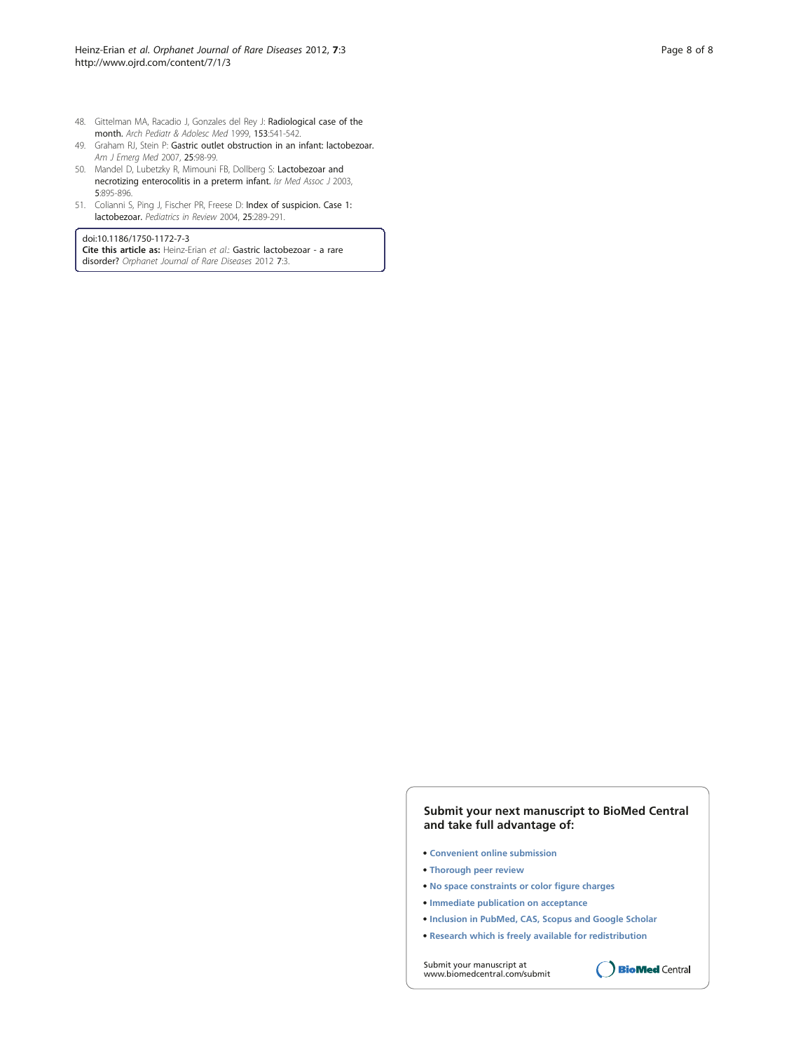48. Gittelman MA, Racadio J, Gonzales del Rey J: **Radiological case of the month.** *Arch Pediatr & Adolesc Med* 1999, **153**:541-542.
49. Graham RJ, Stein P: **Gastric outlet obstruction in an infant: lactobezoar.** *Am J Emerg Med* 2007, **25**:98-99.
50. Mandel D, Lubetzky R, Mimouni FB, Dollberg S: **Lactobezoar and necrotizing enterocolitis in a preterm infant.** *Isr Med Assoc J* 2003, **5**:895-896.
51. Colianni S, Ping J, Fischer PR, Freese D: **Index of suspicion. Case 1: lactobezoar.** *Pediatrics in Review* 2004, **25**:289-291.

doi:10.1186/1750-1172-7-3
**Cite this article as:** Heinz-Erian *et al.*: Gastric lactobezoar - a rare disorder? *Orphanet Journal of Rare Diseases* 2012 **7**:3.

**Submit your next manuscript to BioMed Central and take full advantage of:**

- **Convenient online submission**
- **Thorough peer review**
- **No space constraints or color figure charges**
- **Immediate publication on acceptance**
- **Inclusion in PubMed, CAS, Scopus and Google Scholar**
- **Research which is freely available for redistribution**

Submit your manuscript at
www.biomedcentral.com/submit

BioMed Central